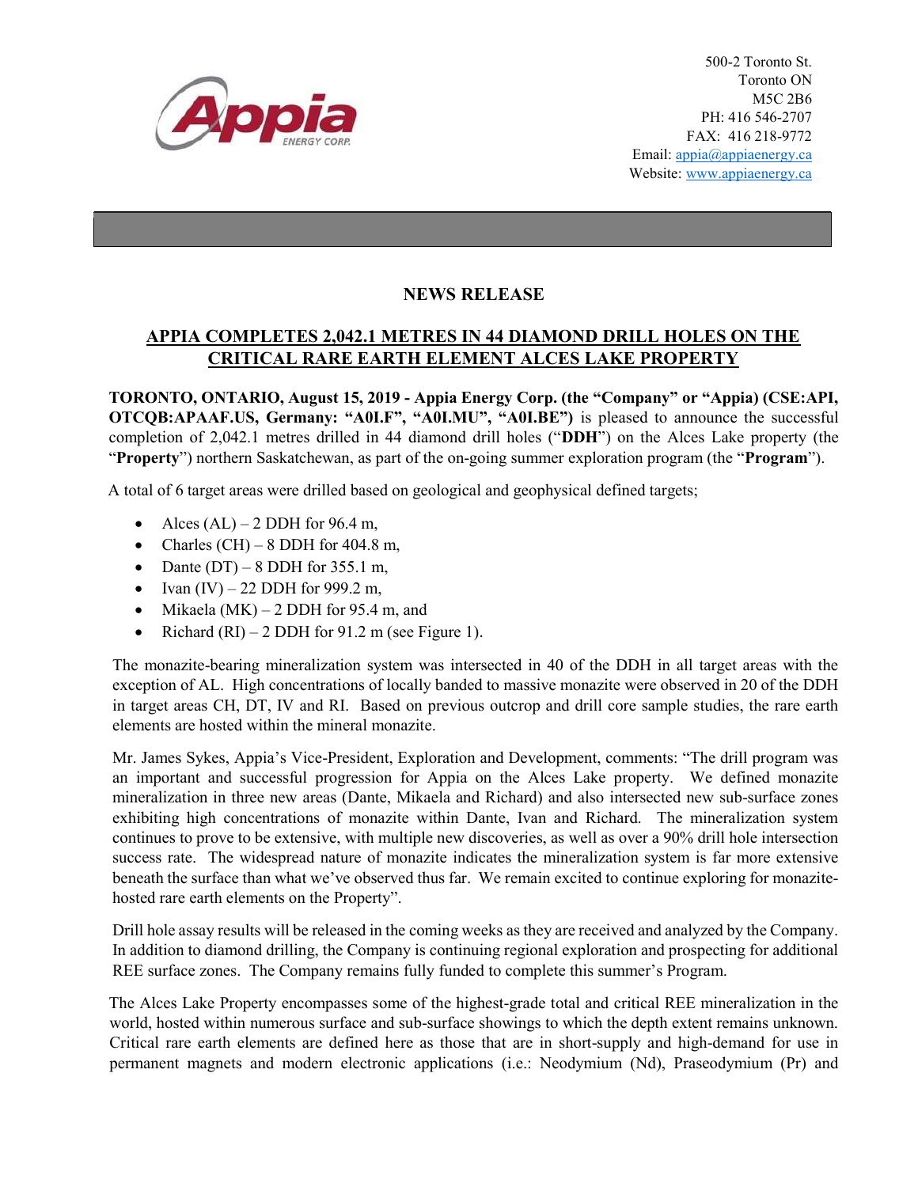500-2 Toronto St.
Toronto ON
M5C 2B6
PH: 416 546-2707
FAX: 416 218-9772
Email: appia@appiaenergy.ca
Website: www.appiaenergy.ca

# NEWS RELEASE

## APPIA COMPLETES 2,042.1 METRES IN 44 DIAMOND DRILL HOLES ON THE CRITICAL RARE EARTH ELEMENT ALCES LAKE PROPERTY

**TORONTO, ONTARIO, August 15, 2019 - Appia Energy Corp. (the "Company" or "Appia) (CSE:API, OTCQB:APAAF.US, Germany: "A0I.F", "A0I.MU", "A0I.BE")** is pleased to announce the successful completion of 2,042.1 metres drilled in 44 diamond drill holes ("**DDH**") on the Alces Lake property (the "**Property**") northern Saskatchewan, as part of the on-going summer exploration program (the "**Program**").

A total of 6 target areas were drilled based on geological and geophysical defined targets;

- Alces (AL) – 2 DDH for 96.4 m,
- Charles (CH) – 8 DDH for 404.8 m,
- Dante (DT) – 8 DDH for 355.1 m,
- Ivan (IV) – 22 DDH for 999.2 m,
- Mikaela (MK) – 2 DDH for 95.4 m, and
- Richard (RI) – 2 DDH for 91.2 m (see Figure 1).

The monazite-bearing mineralization system was intersected in 40 of the DDH in all target areas with the exception of AL. High concentrations of locally banded to massive monazite were observed in 20 of the DDH in target areas CH, DT, IV and RI. Based on previous outcrop and drill core sample studies, the rare earth elements are hosted within the mineral monazite.

Mr. James Sykes, Appia's Vice-President, Exploration and Development, comments: "The drill program was an important and successful progression for Appia on the Alces Lake property. We defined monazite mineralization in three new areas (Dante, Mikaela and Richard) and also intersected new sub-surface zones exhibiting high concentrations of monazite within Dante, Ivan and Richard. The mineralization system continues to prove to be extensive, with multiple new discoveries, as well as over a 90% drill hole intersection success rate. The widespread nature of monazite indicates the mineralization system is far more extensive beneath the surface than what we've observed thus far. We remain excited to continue exploring for monazite-hosted rare earth elements on the Property".

Drill hole assay results will be released in the coming weeks as they are received and analyzed by the Company. In addition to diamond drilling, the Company is continuing regional exploration and prospecting for additional REE surface zones. The Company remains fully funded to complete this summer's Program.

The Alces Lake Property encompasses some of the highest-grade total and critical REE mineralization in the world, hosted within numerous surface and sub-surface showings to which the depth extent remains unknown. Critical rare earth elements are defined here as those that are in short-supply and high-demand for use in permanent magnets and modern electronic applications (i.e.: Neodymium (Nd), Praseodymium (Pr) and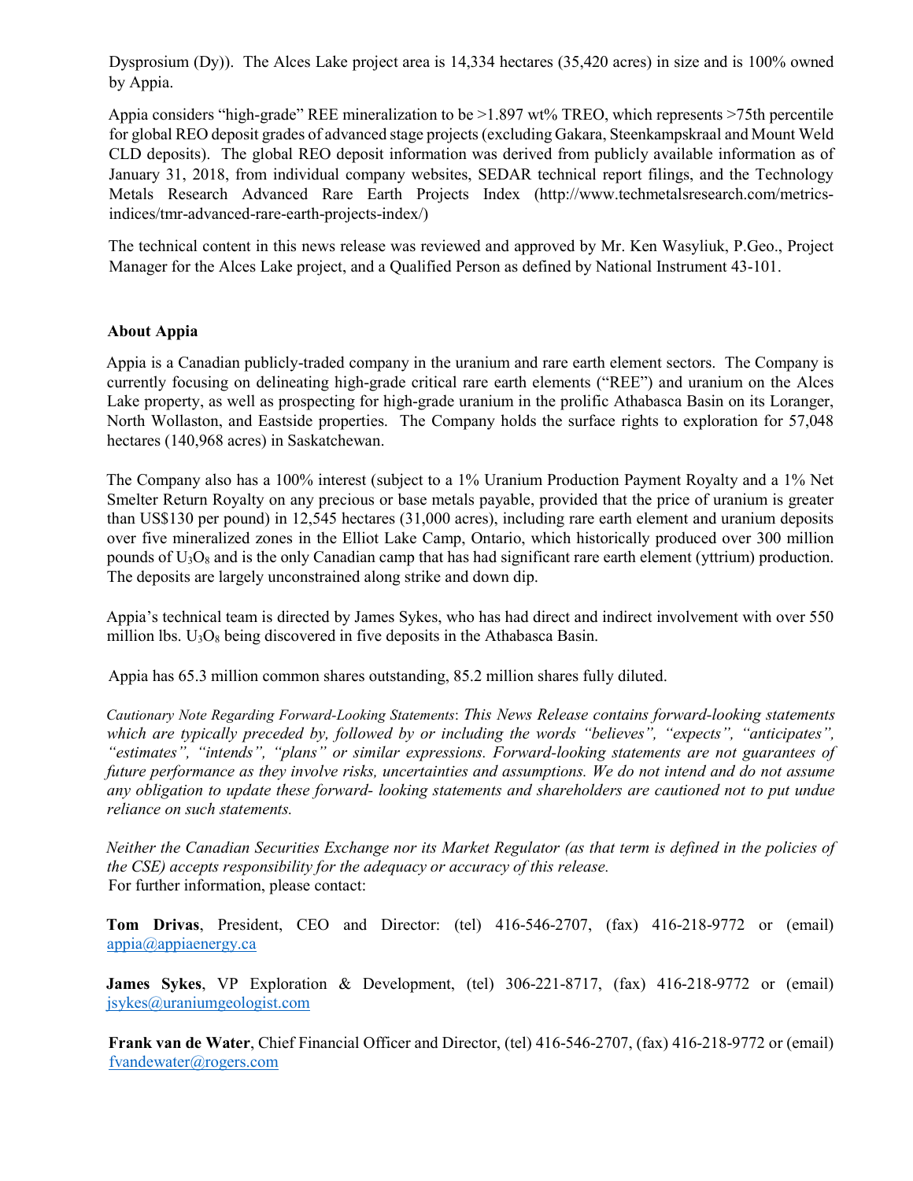Dysprosium (Dy)). The Alces Lake project area is 14,334 hectares (35,420 acres) in size and is 100% owned by Appia.

Appia considers "high-grade" REE mineralization to be >1.897 wt% TREO, which represents >75th percentile for global REO deposit grades of advanced stage projects (excluding Gakara, Steenkampskraal and Mount Weld CLD deposits). The global REO deposit information was derived from publicly available information as of January 31, 2018, from individual company websites, SEDAR technical report filings, and the Technology Metals Research Advanced Rare Earth Projects Index (http://www.techmetalsresearch.com/metrics-indices/tmr-advanced-rare-earth-projects-index/)

The technical content in this news release was reviewed and approved by Mr. Ken Wasyliuk, P.Geo., Project Manager for the Alces Lake project, and a Qualified Person as defined by National Instrument 43-101.

**About Appia**

Appia is a Canadian publicly-traded company in the uranium and rare earth element sectors. The Company is currently focusing on delineating high-grade critical rare earth elements ("REE") and uranium on the Alces Lake property, as well as prospecting for high-grade uranium in the prolific Athabasca Basin on its Loranger, North Wollaston, and Eastside properties. The Company holds the surface rights to exploration for 57,048 hectares (140,968 acres) in Saskatchewan.

The Company also has a 100% interest (subject to a 1% Uranium Production Payment Royalty and a 1% Net Smelter Return Royalty on any precious or base metals payable, provided that the price of uranium is greater than US$130 per pound) in 12,545 hectares (31,000 acres), including rare earth element and uranium deposits over five mineralized zones in the Elliot Lake Camp, Ontario, which historically produced over 300 million pounds of $U_3O_8$ and is the only Canadian camp that has had significant rare earth element (yttrium) production. The deposits are largely unconstrained along strike and down dip.

Appia's technical team is directed by James Sykes, who has had direct and indirect involvement with over 550 million lbs. $U_3O_8$ being discovered in five deposits in the Athabasca Basin.

Appia has 65.3 million common shares outstanding, 85.2 million shares fully diluted.

*Cautionary Note Regarding Forward-Looking Statements: This News Release contains forward-looking statements which are typically preceded by, followed by or including the words "believes", "expects", "anticipates", "estimates", "intends", "plans" or similar expressions. Forward-looking statements are not guarantees of future performance as they involve risks, uncertainties and assumptions. We do not intend and do not assume any obligation to update these forward- looking statements and shareholders are cautioned not to put undue reliance on such statements.*

*Neither the Canadian Securities Exchange nor its Market Regulator (as that term is defined in the policies of the CSE) accepts responsibility for the adequacy or accuracy of this release.*

For further information, please contact:

**Tom Drivas**, President, CEO and Director: (tel) 416-546-2707, (fax) 416-218-9772 or (email) appia@appiaenergy.ca

**James Sykes**, VP Exploration & Development, (tel) 306-221-8717, (fax) 416-218-9772 or (email) jsykes@uraniumgeologist.com

**Frank van de Water**, Chief Financial Officer and Director, (tel) 416-546-2707, (fax) 416-218-9772 or (email) fvandewater@rogers.com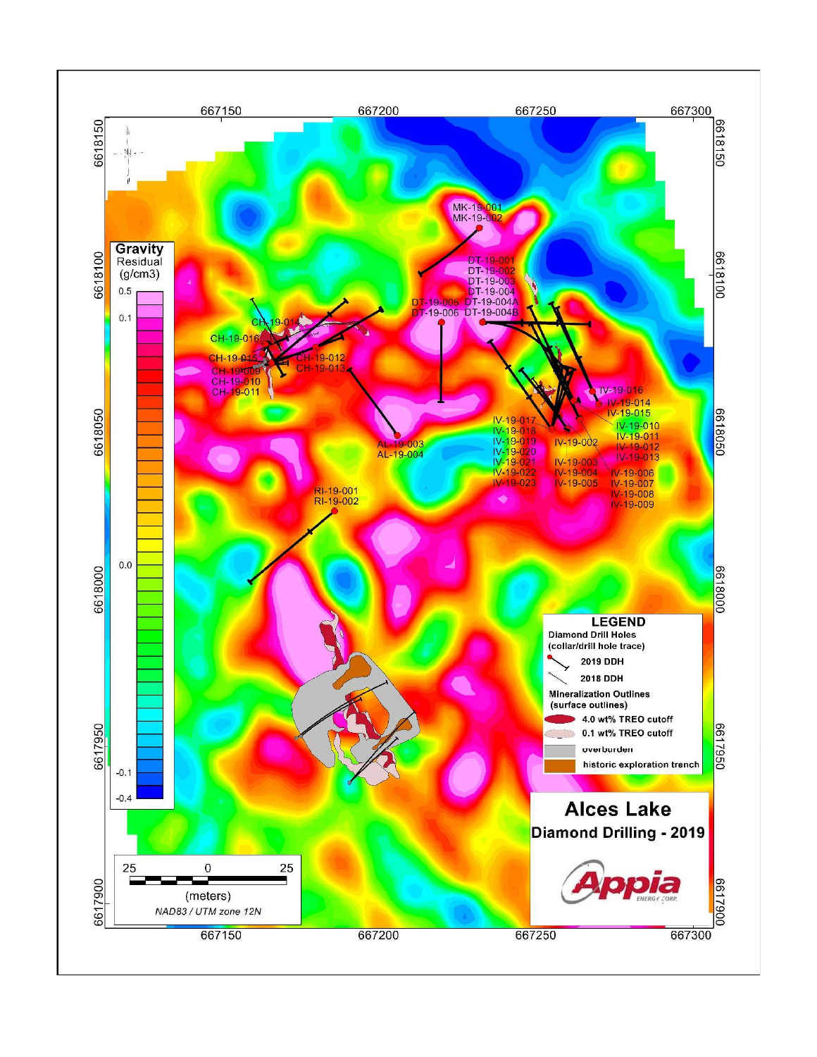Alces Lake

Diamond Drilling - 2019

Gravity
Residual
(g/cm3)
0.5
0.1
0.0
-0.1
-0.4

LEGEND
Diamond Drill Holes
(collar/drill hole trace)
2019 DDH
2018 DDH
Mineralization Outlines
(surface outlines)
4.0 wt% TREO cutoff
0.1 wt% TREO cutoff
overburden
historic exploration trench

25 0 25
(meters)
NAD83 / UTM zone 12N

667150 667200 667250 667300

6618150 6618100 6618050 6618000 6617950 6617900

MK-19-001
MK-19-002
DT-19-001
DT-19-002
DT-19-003
DT-19-004
DT-19-004A
DT-19-004B
DT-19-005
DT-19-006
CH-19-014
CH-19-016
CH-19-015
CH-19-009
CH-19-010
CH-19-011
CH-19-012
CH-19-013
AL-19-003
AL-19-004
RI-19-001
RI-19-002
IV-19-016
IV-19-014
IV-19-015
IV-19-010
IV-19-011
IV-19-012
IV-19-013
IV-19-017
IV-19-018
IV-19-019
IV-19-020
IV-19-021
IV-19-022
IV-19-023
IV-19-002
IV-19-003
IV-19-004
IV-19-005
IV-19-006
IV-19-007
IV-19-008
IV-19-009

Appia ENERGY CORP.